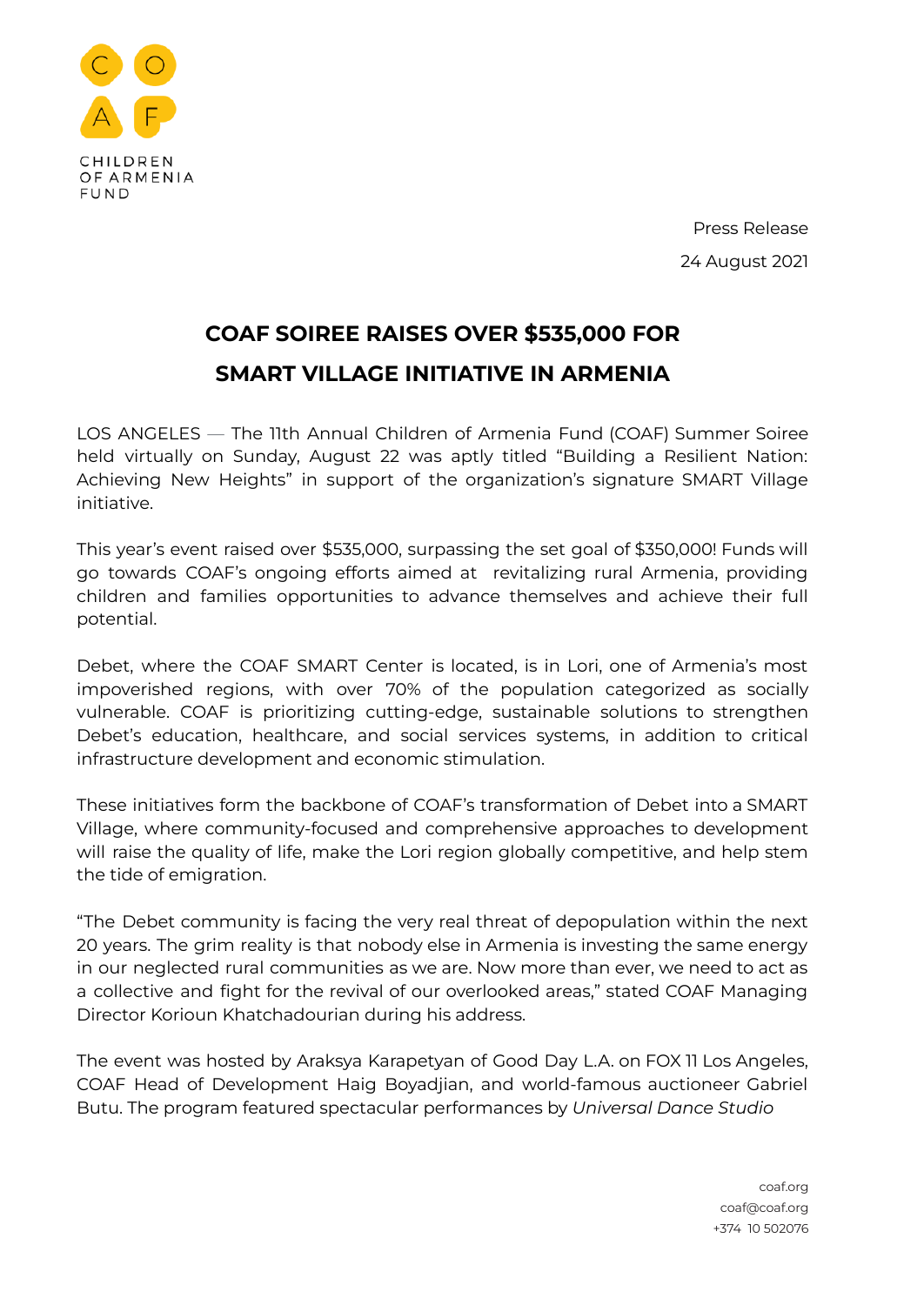CHILDREN OF ARMENIA FUND

Press Release

24 August 2021

# COAF SOIREE RAISES OVER $535,000 FOR SMART VILLAGE INITIATIVE IN ARMENIA

LOS ANGELES — The 11th Annual Children of Armenia Fund (COAF) Summer Soiree held virtually on Sunday, August 22 was aptly titled "Building a Resilient Nation: Achieving New Heights" in support of the organization's signature SMART Village initiative.

This year's event raised over $535,000, surpassing the set goal of $350,000! Funds will go towards COAF's ongoing efforts aimed at revitalizing rural Armenia, providing children and families opportunities to advance themselves and achieve their full potential.

Debet, where the COAF SMART Center is located, is in Lori, one of Armenia's most impoverished regions, with over 70% of the population categorized as socially vulnerable. COAF is prioritizing cutting-edge, sustainable solutions to strengthen Debet's education, healthcare, and social services systems, in addition to critical infrastructure development and economic stimulation.

These initiatives form the backbone of COAF's transformation of Debet into a SMART Village, where community-focused and comprehensive approaches to development will raise the quality of life, make the Lori region globally competitive, and help stem the tide of emigration.

"The Debet community is facing the very real threat of depopulation within the next 20 years. The grim reality is that nobody else in Armenia is investing the same energy in our neglected rural communities as we are. Now more than ever, we need to act as a collective and fight for the revival of our overlooked areas," stated COAF Managing Director Korioun Khatchadourian during his address.

The event was hosted by Araksya Karapetyan of Good Day L.A. on FOX 11 Los Angeles, COAF Head of Development Haig Boyadjian, and world-famous auctioneer Gabriel Butu. The program featured spectacular performances by *Universal Dance Studio*

coaf.org
coaf@coaf.org
+374 10 502076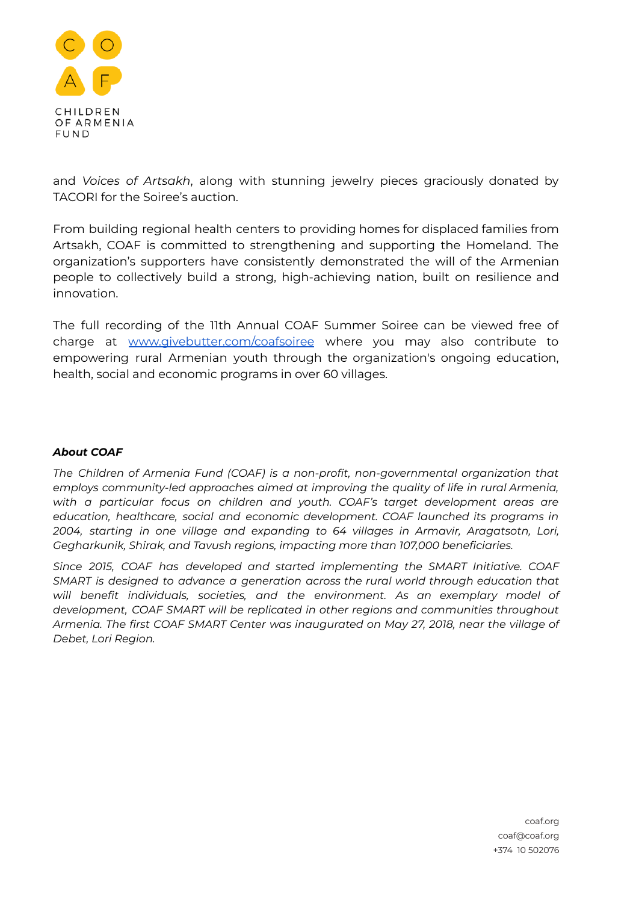and *Voices of Artsakh*, along with stunning jewelry pieces graciously donated by TACORI for the Soiree's auction.

From building regional health centers to providing homes for displaced families from Artsakh, COAF is committed to strengthening and supporting the Homeland. The organization's supporters have consistently demonstrated the will of the Armenian people to collectively build a strong, high-achieving nation, built on resilience and innovation.

The full recording of the 11th Annual COAF Summer Soiree can be viewed free of charge at [www.givebutter.com/coafsoiree](http://www.givebutter.com/coafsoiree) where you may also contribute to empowering rural Armenian youth through the organization's ongoing education, health, social and economic programs in over 60 villages.

***About COAF***

*The Children of Armenia Fund (COAF) is a non-profit, non-governmental organization that employs community-led approaches aimed at improving the quality of life in rural Armenia, with a particular focus on children and youth. COAF's target development areas are education, healthcare, social and economic development. COAF launched its programs in 2004, starting in one village and expanding to 64 villages in Armavir, Aragatsotn, Lori, Gegharkunik, Shirak, and Tavush regions, impacting more than 107,000 beneficiaries.*

*Since 2015, COAF has developed and started implementing the SMART Initiative. COAF SMART is designed to advance a generation across the rural world through education that will benefit individuals, societies, and the environment. As an exemplary model of development, COAF SMART will be replicated in other regions and communities throughout Armenia. The first COAF SMART Center was inaugurated on May 27, 2018, near the village of Debet, Lori Region.*